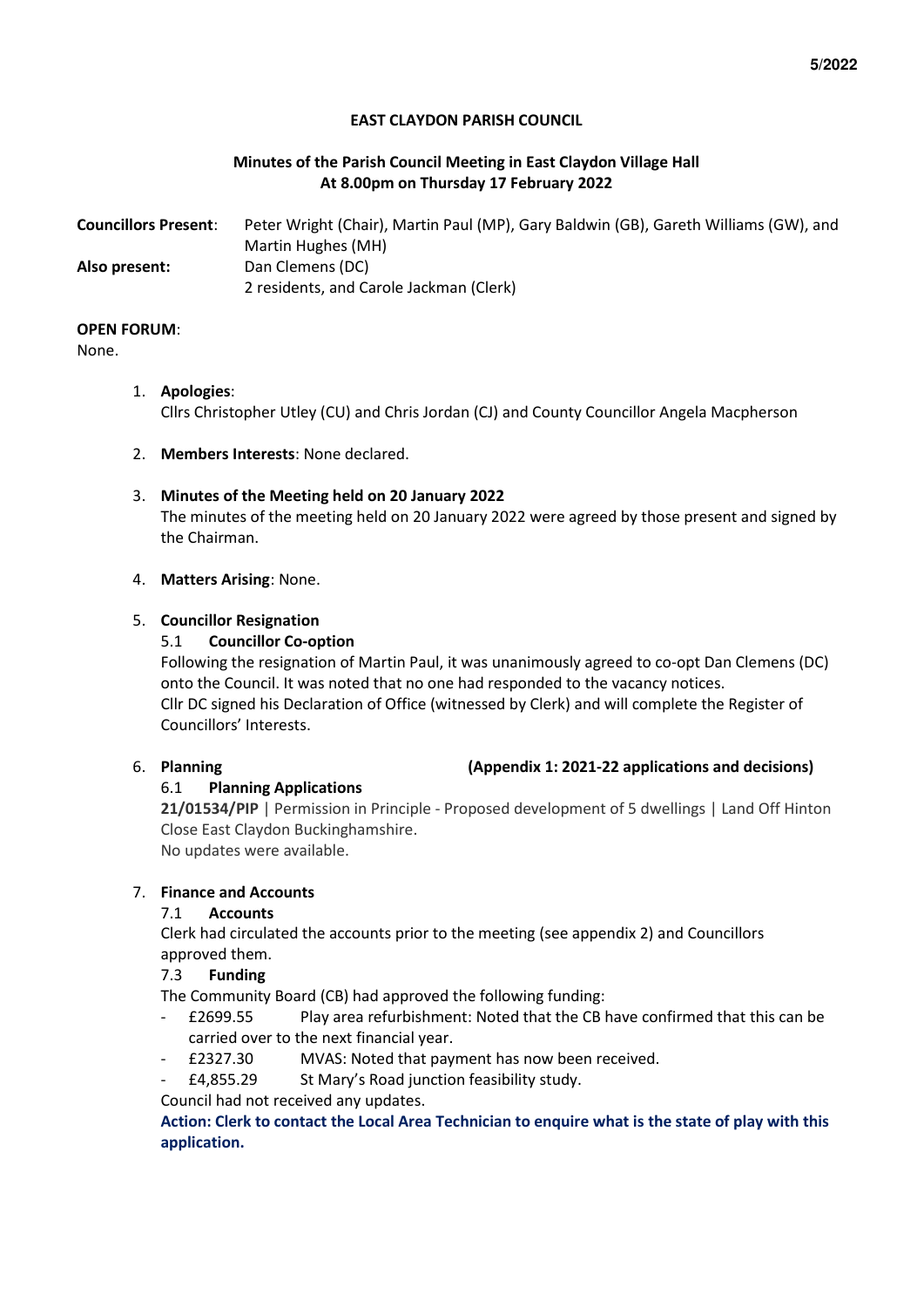# EAST CLAYDON PARISH COUNCIL

## Minutes of the Parish Council Meeting in East Claydon Village Hall
## At 8.00pm on Thursday 17 February 2022

**Councillors Present**: Peter Wright (Chair), Martin Paul (MP), Gary Baldwin (GB), Gareth Williams (GW), and Martin Hughes (MH)

**Also present**: Dan Clemens (DC)
2 residents, and Carole Jackman (Clerk)

**OPEN FORUM**:
None.

1. **Apologies**:
   Cllrs Christopher Utley (CU) and Chris Jordan (CJ) and County Councillor Angela Macpherson

2. **Members Interests**: None declared.

3. **Minutes of the Meeting held on 20 January 2022**
   The minutes of the meeting held on 20 January 2022 were agreed by those present and signed by the Chairman.

4. **Matters Arising**: None.

5. **Councillor Resignation**
   5.1 **Councillor Co-option**
   Following the resignation of Martin Paul, it was unanimously agreed to co-opt Dan Clemens (DC) onto the Council. It was noted that no one had responded to the vacancy notices.
   Cllr DC signed his Declaration of Office (witnessed by Clerk) and will complete the Register of Councillors' Interests.

6. **Planning** **(Appendix 1: 2021-22 applications and decisions)**
   6.1 **Planning Applications**
   **21/01534/PIP** | Permission in Principle - Proposed development of 5 dwellings | Land Off Hinton Close East Claydon Buckinghamshire.
   No updates were available.

7. **Finance and Accounts**
   7.1 **Accounts**
   Clerk had circulated the accounts prior to the meeting (see appendix 2) and Councillors approved them.
   7.3 **Funding**
   The Community Board (CB) had approved the following funding:
   - £2699.55 Play area refurbishment: Noted that the CB have confirmed that this can be carried over to the next financial year.
   - £2327.30 MVAS: Noted that payment has now been received.
   - £4,855.29 St Mary's Road junction feasibility study.

   Council had not received any updates.
   **Action: Clerk to contact the Local Area Technician to enquire what is the state of play with this application.**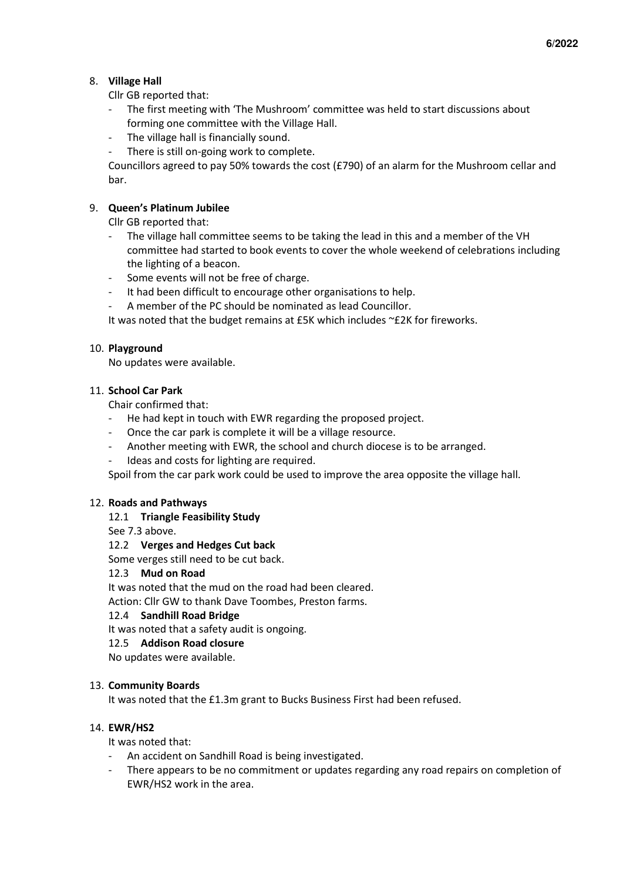8. **Village Hall**

   Cllr GB reported that:

   - The first meeting with 'The Mushroom' committee was held to start discussions about forming one committee with the Village Hall.
   - The village hall is financially sound.
   - There is still on-going work to complete.

   Councillors agreed to pay 50% towards the cost (£790) of an alarm for the Mushroom cellar and bar.

9. **Queen's Platinum Jubilee**

   Cllr GB reported that:

   - The village hall committee seems to be taking the lead in this and a member of the VH committee had started to book events to cover the whole weekend of celebrations including the lighting of a beacon.
   - Some events will not be free of charge.
   - It had been difficult to encourage other organisations to help.
   - A member of the PC should be nominated as lead Councillor.

   It was noted that the budget remains at £5K which includes ~£2K for fireworks.

10. **Playground**

    No updates were available.

11. **School Car Park**

    Chair confirmed that:

    - He had kept in touch with EWR regarding the proposed project.
    - Once the car park is complete it will be a village resource.
    - Another meeting with EWR, the school and church diocese is to be arranged.
    - Ideas and costs for lighting are required.

    Spoil from the car park work could be used to improve the area opposite the village hall.

12. **Roads and Pathways**

    12.1 **Triangle Feasibility Study**

    See 7.3 above.

    12.2 **Verges and Hedges Cut back**

    Some verges still need to be cut back.

    12.3 **Mud on Road**

    It was noted that the mud on the road had been cleared.

    Action: Cllr GW to thank Dave Toombes, Preston farms.

    12.4 **Sandhill Road Bridge**

    It was noted that a safety audit is ongoing.

    12.5 **Addison Road closure**

    No updates were available.

13. **Community Boards**

    It was noted that the £1.3m grant to Bucks Business First had been refused.

14. **EWR/HS2**

    It was noted that:

    - An accident on Sandhill Road is being investigated.
    - There appears to be no commitment or updates regarding any road repairs on completion of EWR/HS2 work in the area.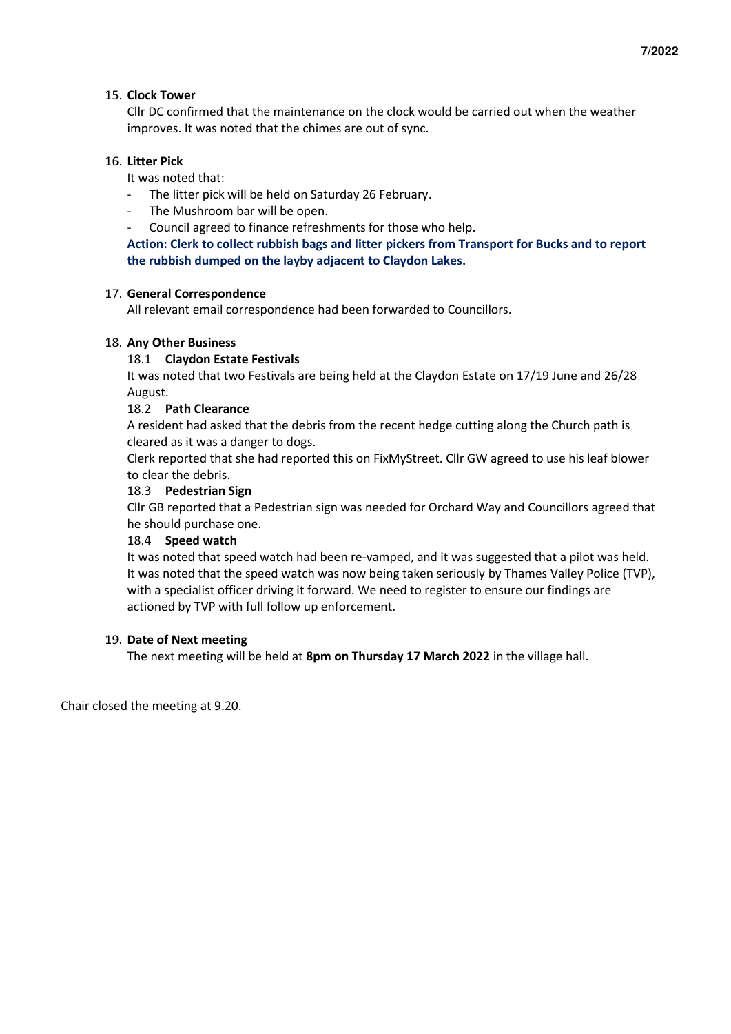15. **Clock Tower**

Cllr DC confirmed that the maintenance on the clock would be carried out when the weather improves. It was noted that the chimes are out of sync.

16. **Litter Pick**

It was noted that:

- The litter pick will be held on Saturday 26 February.
- The Mushroom bar will be open.
- Council agreed to finance refreshments for those who help.

**Action: Clerk to collect rubbish bags and litter pickers from Transport for Bucks and to report the rubbish dumped on the layby adjacent to Claydon Lakes.**

17. **General Correspondence**

All relevant email correspondence had been forwarded to Councillors.

18. **Any Other Business**

18.1 **Claydon Estate Festivals**

It was noted that two Festivals are being held at the Claydon Estate on 17/19 June and 26/28 August.

18.2 **Path Clearance**

A resident had asked that the debris from the recent hedge cutting along the Church path is cleared as it was a danger to dogs.

Clerk reported that she had reported this on FixMyStreet. Cllr GW agreed to use his leaf blower to clear the debris.

18.3 **Pedestrian Sign**

Cllr GB reported that a Pedestrian sign was needed for Orchard Way and Councillors agreed that he should purchase one.

18.4 **Speed watch**

It was noted that speed watch had been re-vamped, and it was suggested that a pilot was held. It was noted that the speed watch was now being taken seriously by Thames Valley Police (TVP), with a specialist officer driving it forward. We need to register to ensure our findings are actioned by TVP with full follow up enforcement.

19. **Date of Next meeting**

The next meeting will be held at **8pm on Thursday 17 March 2022** in the village hall.

Chair closed the meeting at 9.20.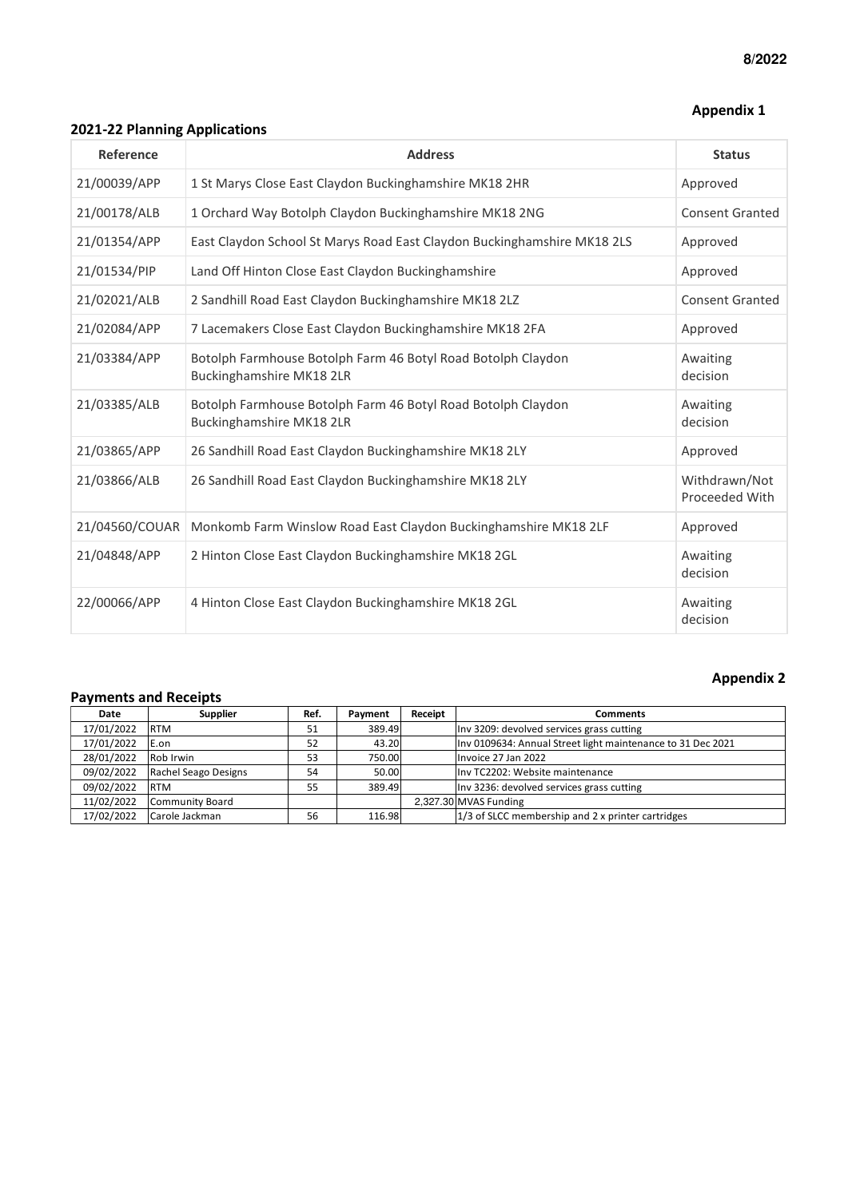**Appendix 1**

## 2021-22 Planning Applications

| Reference | Address | Status |
| --- | --- | --- |
| 21/00039/APP | 1 St Marys Close East Claydon Buckinghamshire MK18 2HR | Approved |
| 21/00178/ALB | 1 Orchard Way Botolph Claydon Buckinghamshire MK18 2NG | Consent Granted |
| 21/01354/APP | East Claydon School St Marys Road East Claydon Buckinghamshire MK18 2LS | Approved |
| 21/01534/PIP | Land Off Hinton Close East Claydon Buckinghamshire | Approved |
| 21/02021/ALB | 2 Sandhill Road East Claydon Buckinghamshire MK18 2LZ | Consent Granted |
| 21/02084/APP | 7 Lacemakers Close East Claydon Buckinghamshire MK18 2FA | Approved |
| 21/03384/APP | Botolph Farmhouse Botolph Farm 46 Botyl Road Botolph Claydon Buckinghamshire MK18 2LR | Awaiting decision |
| 21/03385/ALB | Botolph Farmhouse Botolph Farm 46 Botyl Road Botolph Claydon Buckinghamshire MK18 2LR | Awaiting decision |
| 21/03865/APP | 26 Sandhill Road East Claydon Buckinghamshire MK18 2LY | Approved |
| 21/03866/ALB | 26 Sandhill Road East Claydon Buckinghamshire MK18 2LY | Withdrawn/Not Proceeded With |
| 21/04560/COUAR | Monkomb Farm Winslow Road East Claydon Buckinghamshire MK18 2LF | Approved |
| 21/04848/APP | 2 Hinton Close East Claydon Buckinghamshire MK18 2GL | Awaiting decision |
| 22/00066/APP | 4 Hinton Close East Claydon Buckinghamshire MK18 2GL | Awaiting decision |

**Appendix 2**

## Payments and Receipts

| Date | Supplier | Ref. | Payment | Receipt | Comments |
| --- | --- | --- | --- | --- | --- |
| 17/01/2022 | RTM | 51 | 389.49 | | Inv 3209: devolved services grass cutting |
| 17/01/2022 | E.on | 52 | 43.20 | | Inv 0109634: Annual Street light maintenance to 31 Dec 2021 |
| 28/01/2022 | Rob Irwin | 53 | 750.00 | | Invoice 27 Jan 2022 |
| 09/02/2022 | Rachel Seago Designs | 54 | 50.00 | | Inv TC2202: Website maintenance |
| 09/02/2022 | RTM | 55 | 389.49 | | Inv 3236: devolved services grass cutting |
| 11/02/2022 | Community Board | | | 2,327.30 | MVAS Funding |
| 17/02/2022 | Carole Jackman | 56 | 116.98 | | 1/3 of SLCC membership and 2 x printer cartridges |